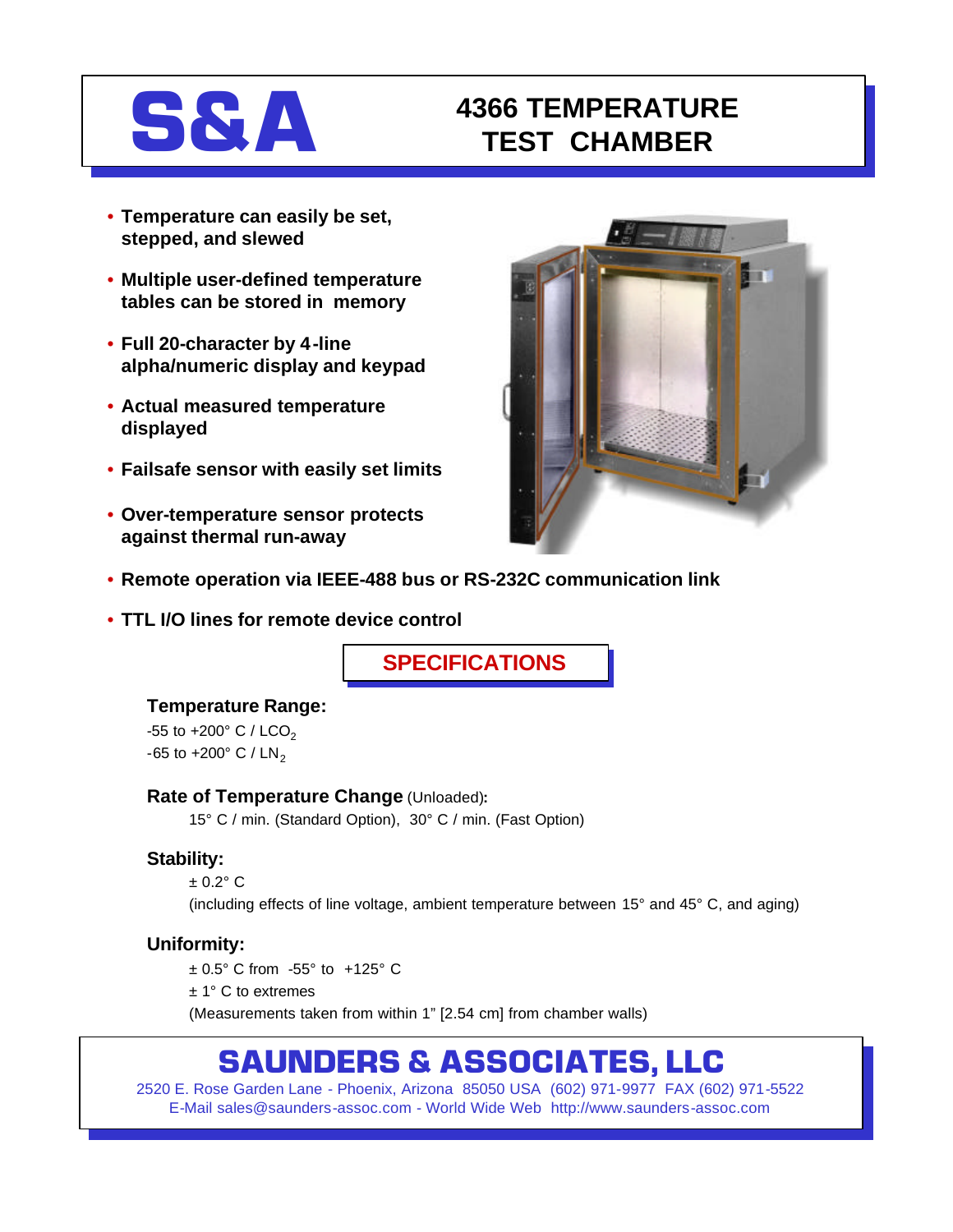# S&A

# 4366 TEMPERATURE TEST CHAMBER

- **Temperature can easily be set, stepped, and slewed**
- **Multiple user-defined temperature tables can be stored in memory**
- **Full 20-character by 4-line alpha/numeric display and keypad**
- **Actual measured temperature displayed**
- **Failsafe sensor with easily set limits**
- **Over-temperature sensor protects against thermal run-away**
- **Remote operation via IEEE-488 bus or RS-232C communication link**
- **TTL I/O lines for remote device control**

## SPECIFICATIONS

### Temperature Range:

-55 to +200° C / $LCO_2$
-65 to +200° C / $LN_2$

### Rate of Temperature Change (Unloaded):

15° C / min. (Standard Option), 30° C / min. (Fast Option)

### Stability:

± 0.2° C
(including effects of line voltage, ambient temperature between 15° and 45° C, and aging)

### Uniformity:

± 0.5° C from -55° to +125° C
± 1° C to extremes
(Measurements taken from within 1" [2.54 cm] from chamber walls)

## SAUNDERS & ASSOCIATES, LLC

2520 E. Rose Garden Lane - Phoenix, Arizona 85050 USA (602) 971-9977 FAX (602) 971-5522
E-Mail sales@saunders-assoc.com - World Wide Web http://www.saunders-assoc.com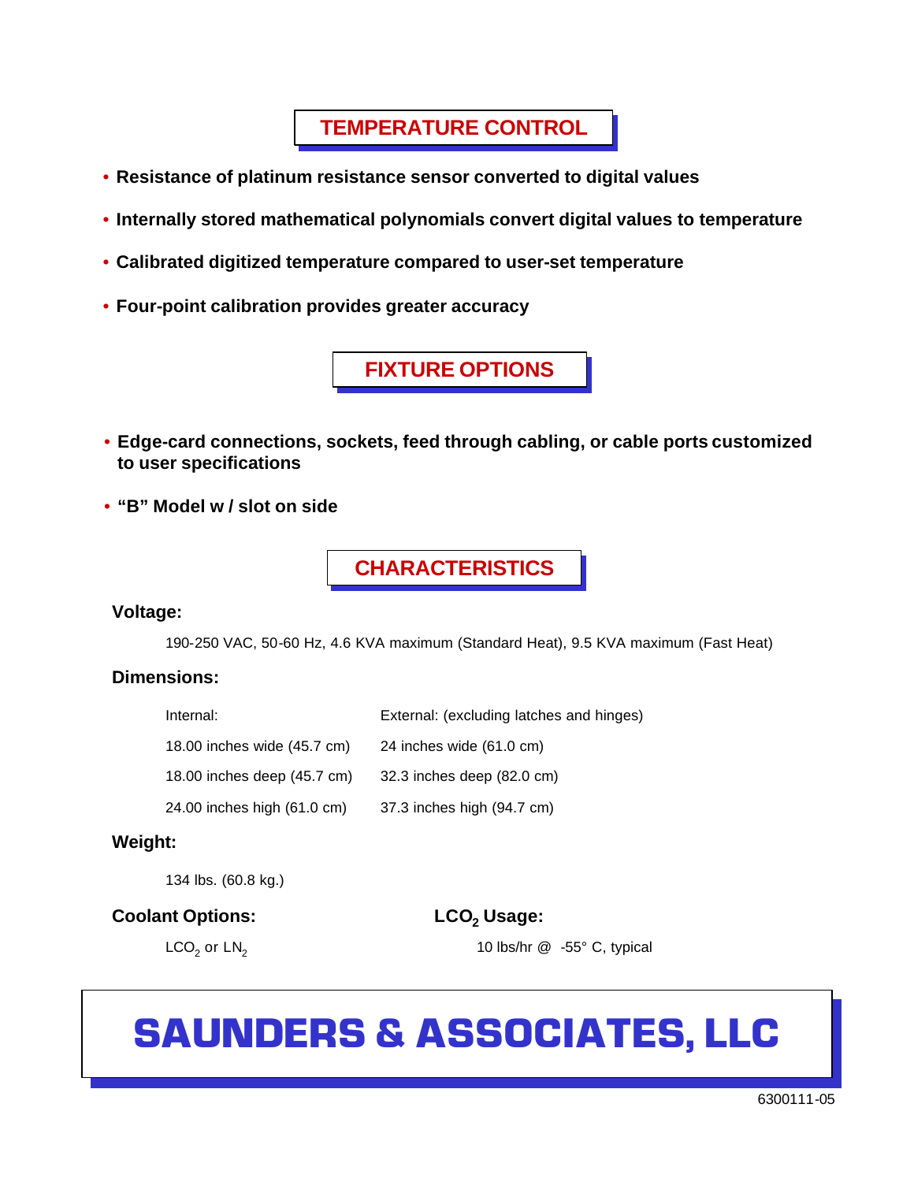## TEMPERATURE CONTROL

- **Resistance of platinum resistance sensor converted to digital values**
- **Internally stored mathematical polynomials convert digital values to temperature**
- **Calibrated digitized temperature compared to user-set temperature**
- **Four-point calibration provides greater accuracy**

## FIXTURE OPTIONS

- **Edge-card connections, sockets, feed through cabling, or cable ports customized to user specifications**
- **"B" Model w / slot on side**

## CHARACTERISTICS

**Voltage:**

190-250 VAC, 50-60 Hz, 4.6 KVA maximum (Standard Heat), 9.5 KVA maximum (Fast Heat)

**Dimensions:**

| Internal: | External: (excluding latches and hinges) |
|---|---|
| 18.00 inches wide (45.7 cm) | 24 inches wide (61.0 cm) |
| 18.00 inches deep (45.7 cm) | 32.3 inches deep (82.0 cm) |
| 24.00 inches high (61.0 cm) | 37.3 inches high (94.7 cm) |

**Weight:**

134 lbs. (60.8 kg.)

**Coolant Options:**

$LCO_2$ or $LN_2$

**$LCO_2$ Usage:**

10 lbs/hr @ -55° C, typical

# SAUNDERS & ASSOCIATES, LLC

6300111-05